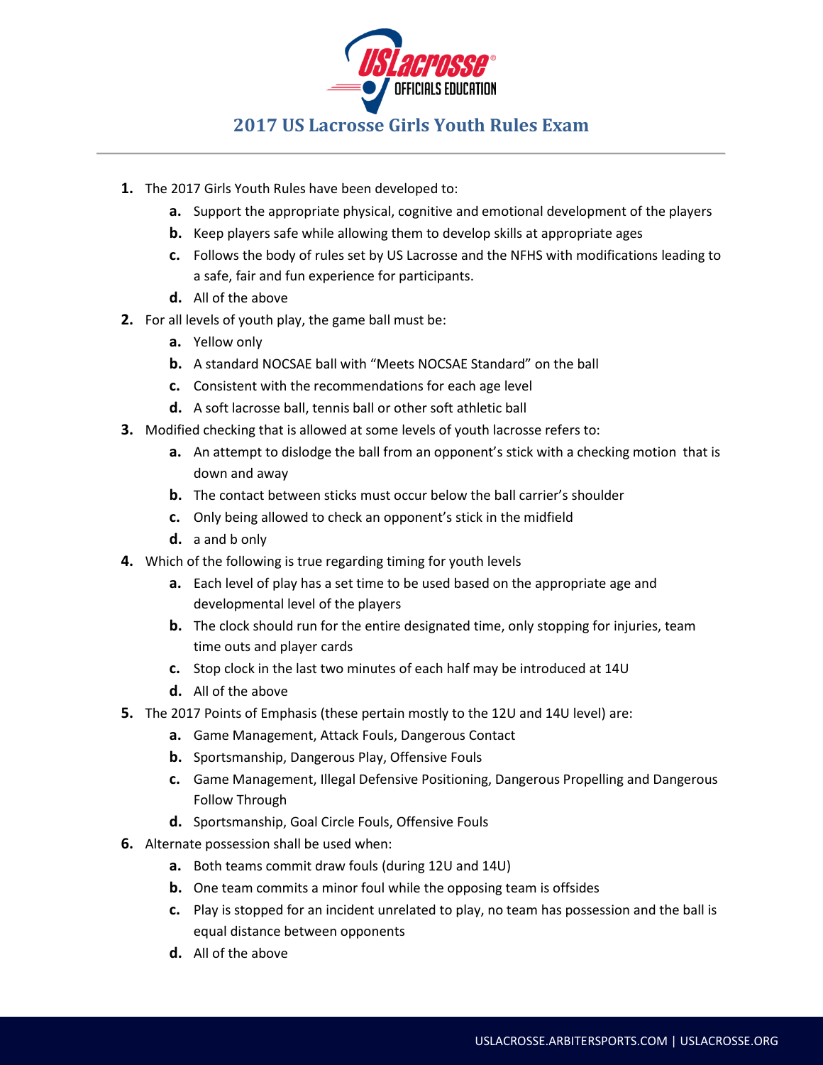# 2017 US Lacrosse Girls Youth Rules Exam

1. The 2017 Girls Youth Rules have been developed to:
   a. Support the appropriate physical, cognitive and emotional development of the players
   b. Keep players safe while allowing them to develop skills at appropriate ages
   c. Follows the body of rules set by US Lacrosse and the NFHS with modifications leading to a safe, fair and fun experience for participants.
   d. All of the above
2. For all levels of youth play, the game ball must be:
   a. Yellow only
   b. A standard NOCSAE ball with "Meets NOCSAE Standard" on the ball
   c. Consistent with the recommendations for each age level
   d. A soft lacrosse ball, tennis ball or other soft athletic ball
3. Modified checking that is allowed at some levels of youth lacrosse refers to:
   a. An attempt to dislodge the ball from an opponent's stick with a checking motion that is down and away
   b. The contact between sticks must occur below the ball carrier's shoulder
   c. Only being allowed to check an opponent's stick in the midfield
   d. a and b only
4. Which of the following is true regarding timing for youth levels
   a. Each level of play has a set time to be used based on the appropriate age and developmental level of the players
   b. The clock should run for the entire designated time, only stopping for injuries, team time outs and player cards
   c. Stop clock in the last two minutes of each half may be introduced at 14U
   d. All of the above
5. The 2017 Points of Emphasis (these pertain mostly to the 12U and 14U level) are:
   a. Game Management, Attack Fouls, Dangerous Contact
   b. Sportsmanship, Dangerous Play, Offensive Fouls
   c. Game Management, Illegal Defensive Positioning, Dangerous Propelling and Dangerous Follow Through
   d. Sportsmanship, Goal Circle Fouls, Offensive Fouls
6. Alternate possession shall be used when:
   a. Both teams commit draw fouls (during 12U and 14U)
   b. One team commits a minor foul while the opposing team is offsides
   c. Play is stopped for an incident unrelated to play, no team has possession and the ball is equal distance between opponents
   d. All of the above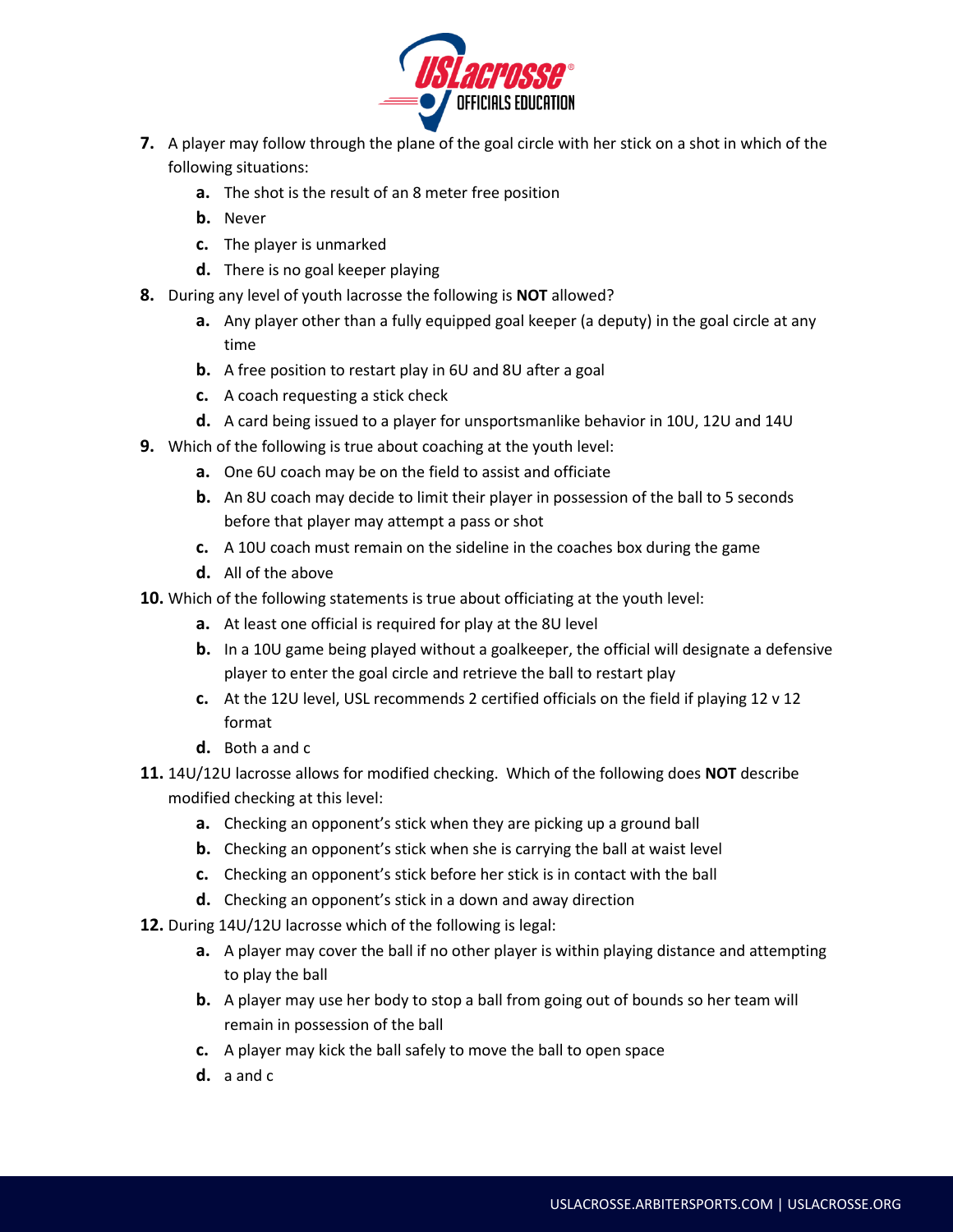7. A player may follow through the plane of the goal circle with her stick on a shot in which of the following situations:
   a. The shot is the result of an 8 meter free position
   b. Never
   c. The player is unmarked
   d. There is no goal keeper playing
8. During any level of youth lacrosse the following is **NOT** allowed?
   a. Any player other than a fully equipped goal keeper (a deputy) in the goal circle at any time
   b. A free position to restart play in 6U and 8U after a goal
   c. A coach requesting a stick check
   d. A card being issued to a player for unsportsmanlike behavior in 10U, 12U and 14U
9. Which of the following is true about coaching at the youth level:
   a. One 6U coach may be on the field to assist and officiate
   b. An 8U coach may decide to limit their player in possession of the ball to 5 seconds before that player may attempt a pass or shot
   c. A 10U coach must remain on the sideline in the coaches box during the game
   d. All of the above
10. Which of the following statements is true about officiating at the youth level:
    a. At least one official is required for play at the 8U level
    b. In a 10U game being played without a goalkeeper, the official will designate a defensive player to enter the goal circle and retrieve the ball to restart play
    c. At the 12U level, USL recommends 2 certified officials on the field if playing 12 v 12 format
    d. Both a and c
11. 14U/12U lacrosse allows for modified checking. Which of the following does **NOT** describe modified checking at this level:
    a. Checking an opponent's stick when they are picking up a ground ball
    b. Checking an opponent's stick when she is carrying the ball at waist level
    c. Checking an opponent's stick before her stick is in contact with the ball
    d. Checking an opponent's stick in a down and away direction
12. During 14U/12U lacrosse which of the following is legal:
    a. A player may cover the ball if no other player is within playing distance and attempting to play the ball
    b. A player may use her body to stop a ball from going out of bounds so her team will remain in possession of the ball
    c. A player may kick the ball safely to move the ball to open space
    d. a and c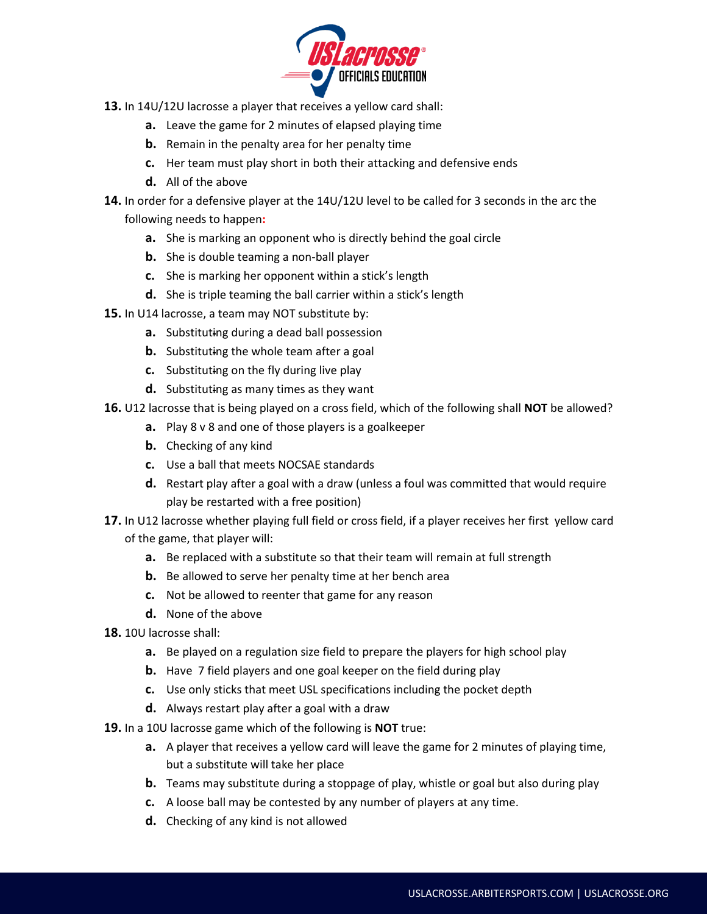**13.** In 14U/12U lacrosse a player that receives a yellow card shall:

- **a.** Leave the game for 2 minutes of elapsed playing time
- **b.** Remain in the penalty area for her penalty time
- **c.** Her team must play short in both their attacking and defensive ends
- **d.** All of the above

**14.** In order for a defensive player at the 14U/12U level to be called for 3 seconds in the arc the following needs to happen**:**

- **a.** She is marking an opponent who is directly behind the goal circle
- **b.** She is double teaming a non-ball player
- **c.** She is marking her opponent within a stick's length
- **d.** She is triple teaming the ball carrier within a stick's length

**15.** In U14 lacrosse, a team may NOT substitute by:

- **a.** Substituting during a dead ball possession
- **b.** Substituting the whole team after a goal
- **c.** Substituting on the fly during live play
- **d.** Substituting as many times as they want

**16.** U12 lacrosse that is being played on a cross field, which of the following shall **NOT** be allowed?

- **a.** Play 8 v 8 and one of those players is a goalkeeper
- **b.** Checking of any kind
- **c.** Use a ball that meets NOCSAE standards
- **d.** Restart play after a goal with a draw (unless a foul was committed that would require play be restarted with a free position)

**17.** In U12 lacrosse whether playing full field or cross field, if a player receives her first yellow card of the game, that player will:

- **a.** Be replaced with a substitute so that their team will remain at full strength
- **b.** Be allowed to serve her penalty time at her bench area
- **c.** Not be allowed to reenter that game for any reason
- **d.** None of the above

**18.** 10U lacrosse shall:

- **a.** Be played on a regulation size field to prepare the players for high school play
- **b.** Have 7 field players and one goal keeper on the field during play
- **c.** Use only sticks that meet USL specifications including the pocket depth
- **d.** Always restart play after a goal with a draw

**19.** In a 10U lacrosse game which of the following is **NOT** true:

- **a.** A player that receives a yellow card will leave the game for 2 minutes of playing time, but a substitute will take her place
- **b.** Teams may substitute during a stoppage of play, whistle or goal but also during play
- **c.** A loose ball may be contested by any number of players at any time.
- **d.** Checking of any kind is not allowed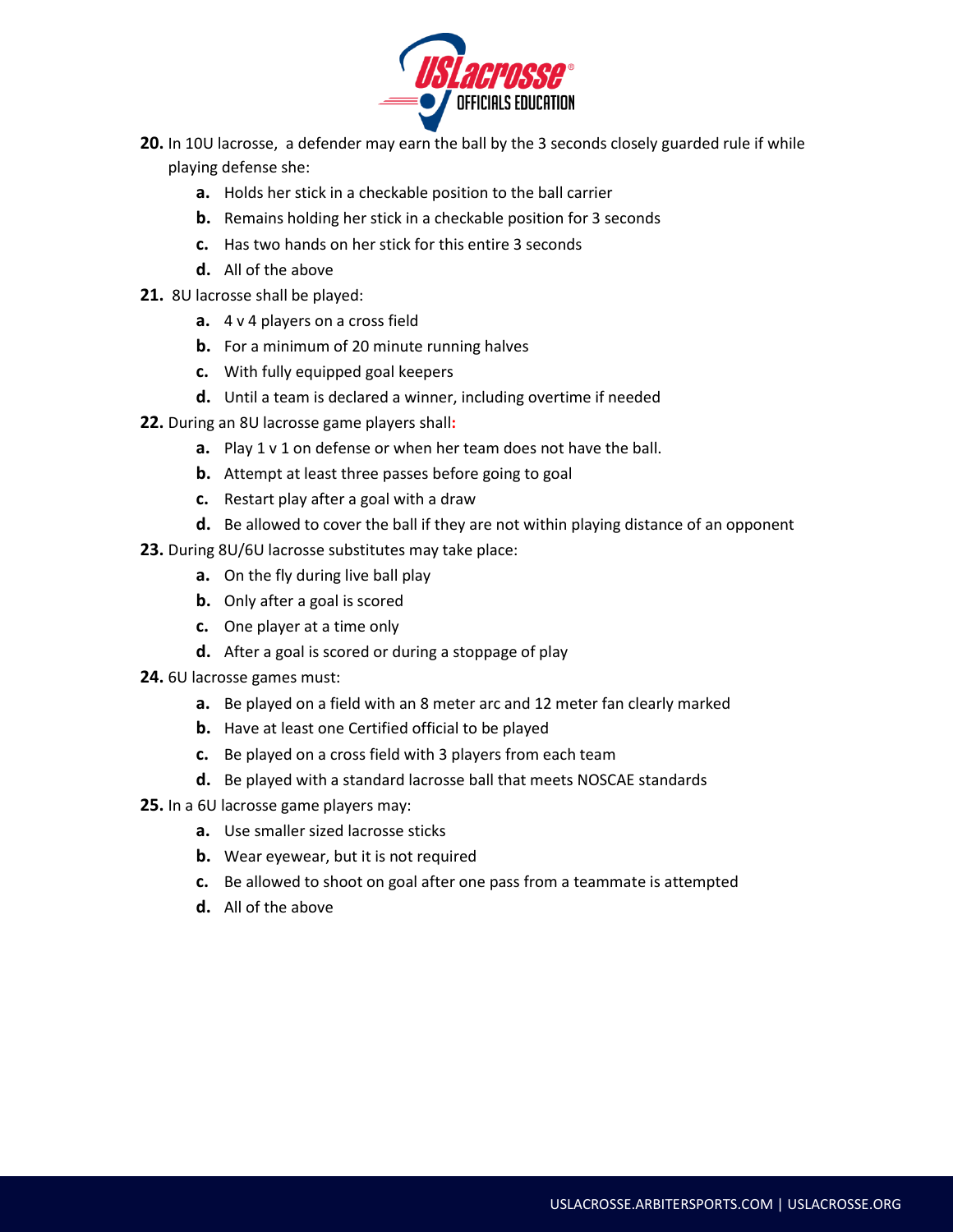**20.** In 10U lacrosse, a defender may earn the ball by the 3 seconds closely guarded rule if while playing defense she:

- **a.** Holds her stick in a checkable position to the ball carrier
- **b.** Remains holding her stick in a checkable position for 3 seconds
- **c.** Has two hands on her stick for this entire 3 seconds
- **d.** All of the above

**21.** 8U lacrosse shall be played:

- **a.** 4 v 4 players on a cross field
- **b.** For a minimum of 20 minute running halves
- **c.** With fully equipped goal keepers
- **d.** Until a team is declared a winner, including overtime if needed

**22.** During an 8U lacrosse game players shall**:**

- **a.** Play 1 v 1 on defense or when her team does not have the ball.
- **b.** Attempt at least three passes before going to goal
- **c.** Restart play after a goal with a draw
- **d.** Be allowed to cover the ball if they are not within playing distance of an opponent

**23.** During 8U/6U lacrosse substitutes may take place:

- **a.** On the fly during live ball play
- **b.** Only after a goal is scored
- **c.** One player at a time only
- **d.** After a goal is scored or during a stoppage of play

**24.** 6U lacrosse games must:

- **a.** Be played on a field with an 8 meter arc and 12 meter fan clearly marked
- **b.** Have at least one Certified official to be played
- **c.** Be played on a cross field with 3 players from each team
- **d.** Be played with a standard lacrosse ball that meets NOSCAE standards

**25.** In a 6U lacrosse game players may:

- **a.** Use smaller sized lacrosse sticks
- **b.** Wear eyewear, but it is not required
- **c.** Be allowed to shoot on goal after one pass from a teammate is attempted
- **d.** All of the above